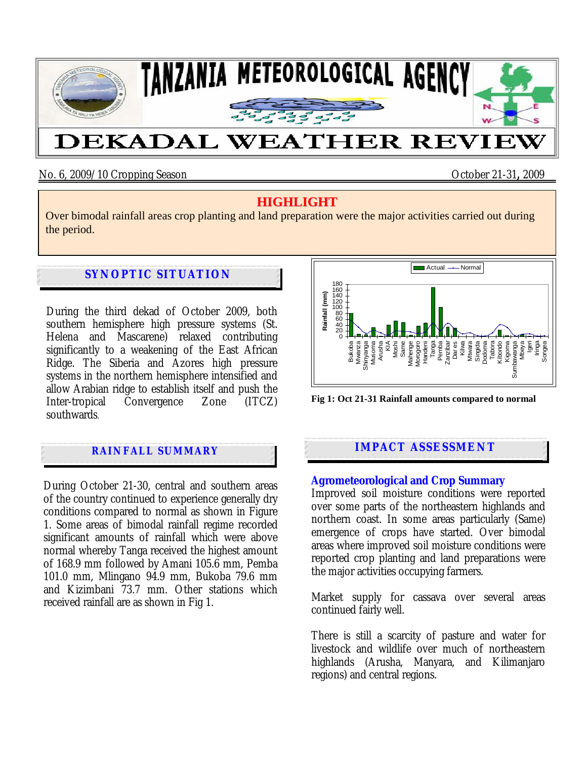# TANZANIA METEOROLOGICAL AGENCY

# DEKADAL WEATHER REVIEW

No. 6, 2009/10 Cropping Season October 21-31, 2009

## HIGHLIGHT

Over bimodal rainfall areas crop planting and land preparation were the major activities carried out during the period.

## SYNOPTIC SITUATION

During the third dekad of October 2009, both southern hemisphere high pressure systems (St. Helena and Mascarene) relaxed contributing significantly to a weakening of the East African Ridge. The Siberia and Azores high pressure systems in the northern hemisphere intensified and allow Arabian ridge to establish itself and push the Inter-tropical Convergence Zone (ITCZ) southwards.

## RAINFALL SUMMARY

During October 21-30, central and southern areas of the country continued to experience generally dry conditions compared to normal as shown in Figure 1. Some areas of bimodal rainfall regime recorded significant amounts of rainfall which were above normal whereby Tanga received the highest amount of 168.9 mm followed by Amani 105.6 mm, Pemba 101.0 mm, Mlingano 94.9 mm, Bukoba 79.6 mm and Kizimbani 73.7 mm. Other stations which received rainfall are as shown in Fig 1.

**Fig 1: Oct 21-31 Rainfall amounts compared to normal**

## IMPACT ASSESSMENT

### Agrometeorological and Crop Summary

Improved soil moisture conditions were reported over some parts of the northeastern highlands and northern coast. In some areas particularly (Same) emergence of crops have started. Over bimodal areas where improved soil moisture conditions were reported crop planting and land preparations were the major activities occupying farmers.

Market supply for cassava over several areas continued fairly well.

There is still a scarcity of pasture and water for livestock and wildlife over much of northeastern highlands (Arusha, Manyara, and Kilimanjaro regions) and central regions.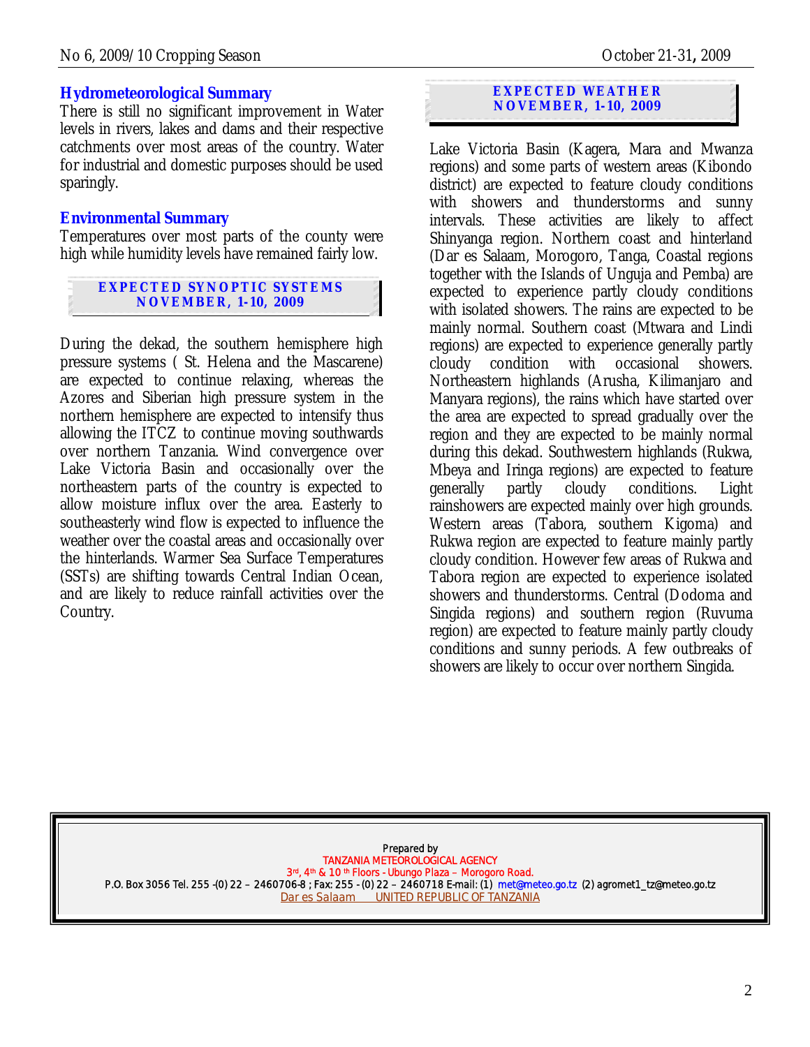## Hydrometeorological Summary

There is still no significant improvement in Water levels in rivers, lakes and dams and their respective catchments over most areas of the country. Water for industrial and domestic purposes should be used sparingly.

## Environmental Summary

Temperatures over most parts of the county were high while humidity levels have remained fairly low.

## EXPECTED SYNOPTIC SYSTEMS NOVEMBER, 1-10, 2009

During the dekad, the southern hemisphere high pressure systems ( St. Helena and the Mascarene) are expected to continue relaxing, whereas the Azores and Siberian high pressure system in the northern hemisphere are expected to intensify thus allowing the ITCZ to continue moving southwards over northern Tanzania. Wind convergence over Lake Victoria Basin and occasionally over the northeastern parts of the country is expected to allow moisture influx over the area. Easterly to southeasterly wind flow is expected to influence the weather over the coastal areas and occasionally over the hinterlands. Warmer Sea Surface Temperatures (SSTs) are shifting towards Central Indian Ocean, and are likely to reduce rainfall activities over the Country.

## EXPECTED WEATHER NOVEMBER, 1-10, 2009

Lake Victoria Basin (Kagera, Mara and Mwanza regions) and some parts of western areas (Kibondo district) are expected to feature cloudy conditions with showers and thunderstorms and sunny intervals. These activities are likely to affect Shinyanga region. Northern coast and hinterland (Dar es Salaam, Morogoro, Tanga, Coastal regions together with the Islands of Unguja and Pemba) are expected to experience partly cloudy conditions with isolated showers. The rains are expected to be mainly normal. Southern coast (Mtwara and Lindi regions) are expected to experience generally partly cloudy condition with occasional showers. Northeastern highlands (Arusha, Kilimanjaro and Manyara regions), the rains which have started over the area are expected to spread gradually over the region and they are expected to be mainly normal during this dekad. Southwestern highlands (Rukwa, Mbeya and Iringa regions) are expected to feature generally partly cloudy conditions. Light rainshowers are expected mainly over high grounds. Western areas (Tabora, southern Kigoma) and Rukwa region are expected to feature mainly partly cloudy condition. However few areas of Rukwa and Tabora region are expected to experience isolated showers and thunderstorms. Central (Dodoma and Singida regions) and southern region (Ruvuma region) are expected to feature mainly partly cloudy conditions and sunny periods. A few outbreaks of showers are likely to occur over northern Singida.

---

Prepared by
TANZANIA METEOROLOGICAL AGENCY
3rd, 4th & 10th Floors - Ubungo Plaza – Morogoro Road.
P.O. Box 3056 Tel. 255 -(0) 22 – 2460706-8 ; Fax: 255 - (0) 22 – 2460718 E-mail: (1) met@meteo.go.tz (2) agromet1_tz@meteo.go.tz
Dar es Salaam UNITED REPUBLIC OF TANZANIA